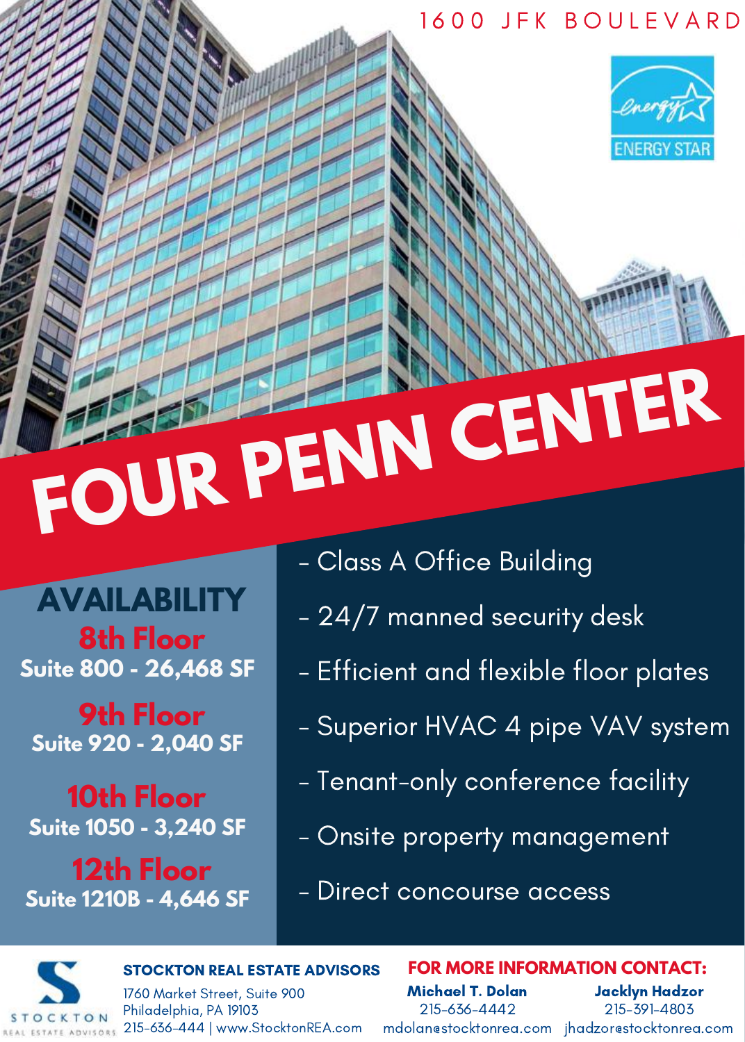1600 JFK BOULEVARD

ENERGY STAR

# FOUR PENN CENTER

## AVAILABILITY

**8th Floor**
**Suite 800 - 26,468 SF**

**9th Floor**
**Suite 920 - 2,040 SF**

**10th Floor**
**Suite 1050 - 3,240 SF**

**12th Floor**
**Suite 1210B - 4,646 SF**

- Class A Office Building
- 24/7 manned security desk
- Efficient and flexible floor plates
- Superior HVAC 4 pipe VAV system
- Tenant-only conference facility
- Onsite property management
- Direct concourse access

STOCKTON REAL ESTATE ADVISORS

**STOCKTON REAL ESTATE ADVISORS**
1760 Market Street, Suite 900
Philadelphia, PA 19103
215-636-444 | www.StocktonREA.com

**FOR MORE INFORMATION CONTACT:**

**Michael T. Dolan**
215-636-4442
mdolan@stocktonrea.com

**Jacklyn Hadzor**
215-391-4803
jhadzor@stocktonrea.com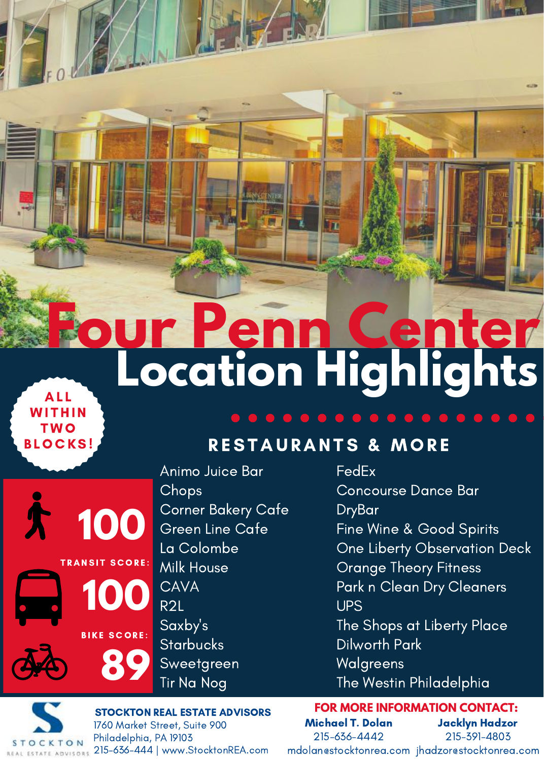# Four Penn Center

## Location Highlights

**ALL WITHIN TWO BLOCKS!**

### RESTAURANTS & MORE

- Animo Juice Bar
- Chops
- Corner Bakery Cafe
- Green Line Cafe
- La Colombe
- Milk House
- CAVA
- R2L
- Saxby's
- Starbucks
- Sweetgreen
- Tir Na Nog
- FedEx
- Concourse Dance Bar
- DryBar
- Fine Wine & Good Spirits
- One Liberty Observation Deck
- Orange Theory Fitness
- Park n Clean Dry Cleaners
- UPS
- The Shops at Liberty Place
- Dilworth Park
- Walgreens
- The Westin Philadelphia

100

TRANSIT SCORE: 100

BIKE SCORE: 89

**STOCKTON REAL ESTATE ADVISORS**
1760 Market Street, Suite 900
Philadelphia, PA 19103
215-636-444 | www.StocktonREA.com

**FOR MORE INFORMATION CONTACT:**

**Michael T. Dolan**
215-636-4442
mdolanestocktonrea.com

**Jacklyn Hadzor**
215-391-4803
jhadzorestocktonrea.com